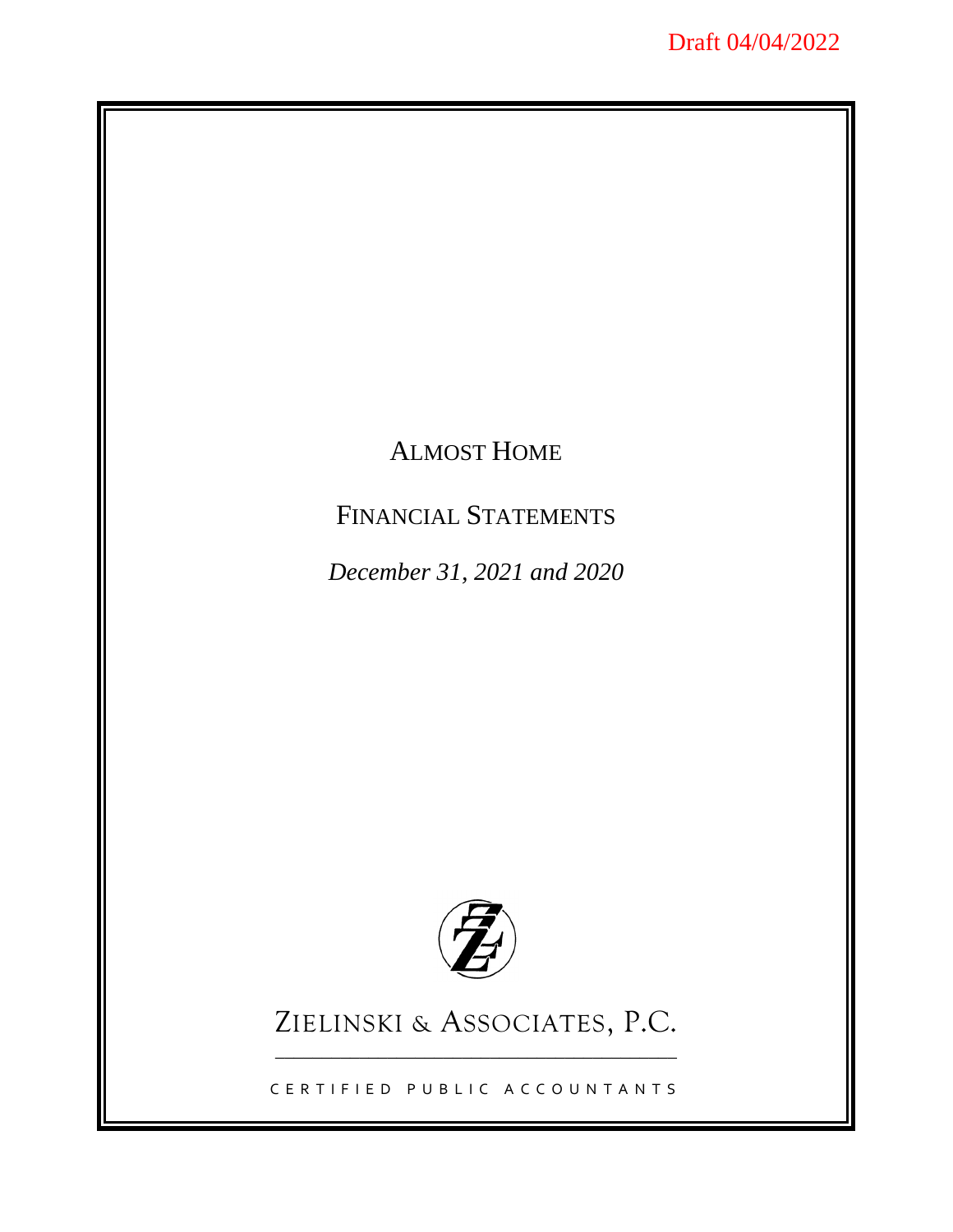Draft 04/04/2022

# Almost Home

## Financial Statements

*December 31, 2021 and 2020*

Zielinski & Associates, P.C.

Certified Public Accountants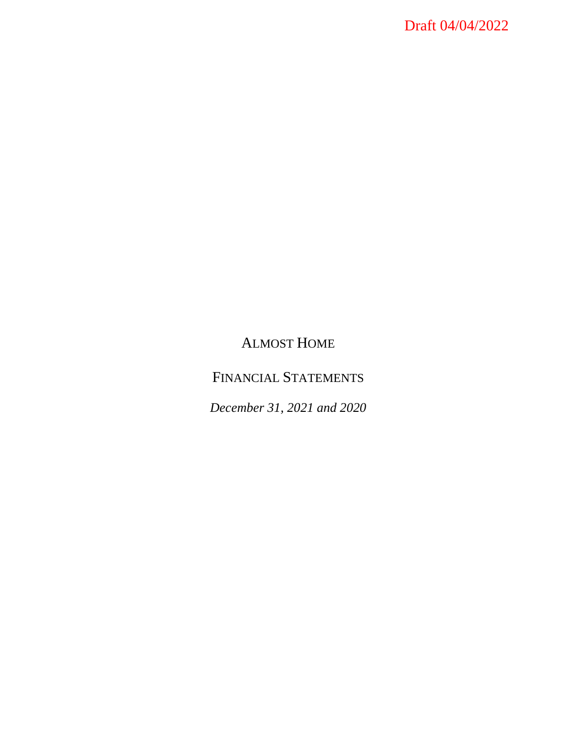Draft 04/04/2022

# ALMOST HOME

## FINANCIAL STATEMENTS

*December 31, 2021 and 2020*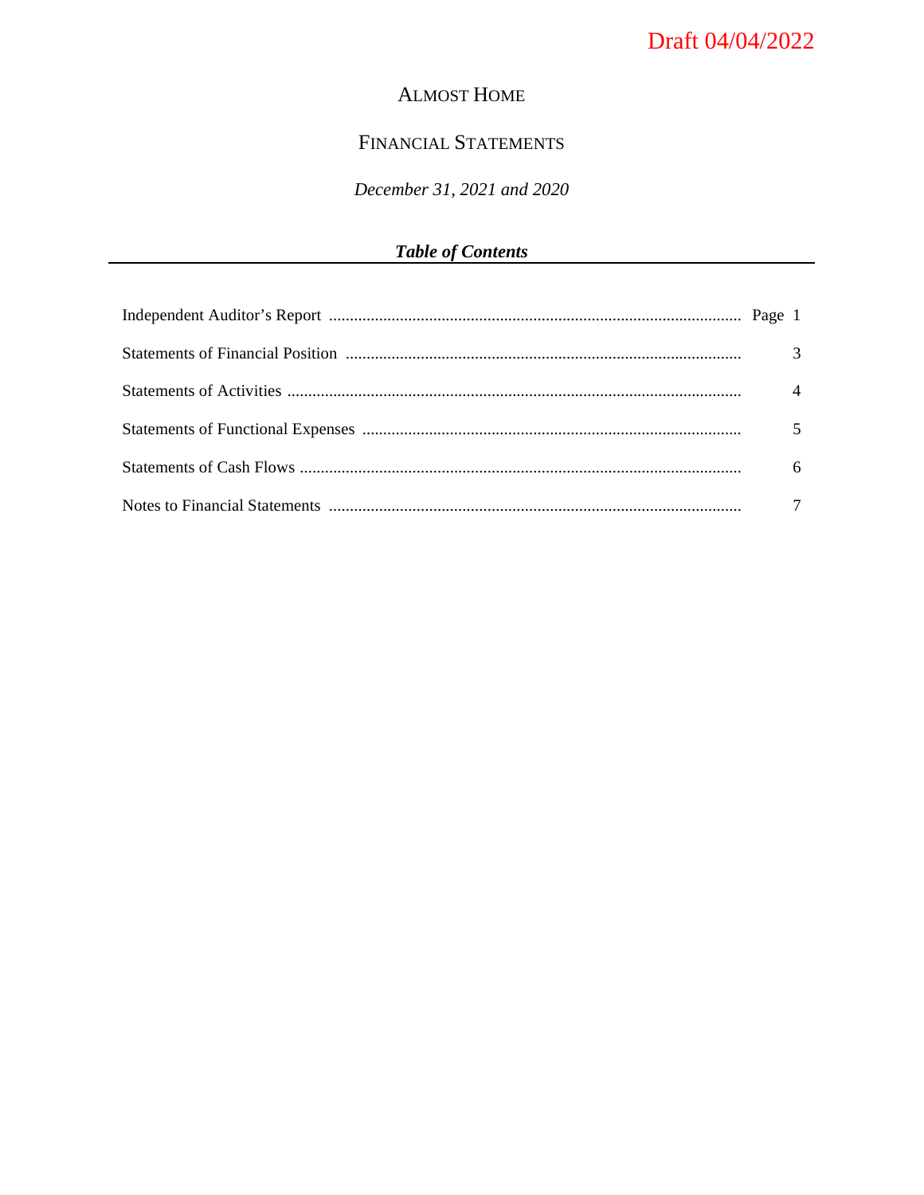Draft 04/04/2022

# ALMOST HOME

## FINANCIAL STATEMENTS

*December 31, 2021 and 2020*

***Table of Contents***

| | |
|---|---|
| Independent Auditor's Report | Page 1 |
| Statements of Financial Position | 3 |
| Statements of Activities | 4 |
| Statements of Functional Expenses | 5 |
| Statements of Cash Flows | 6 |
| Notes to Financial Statements | 7 |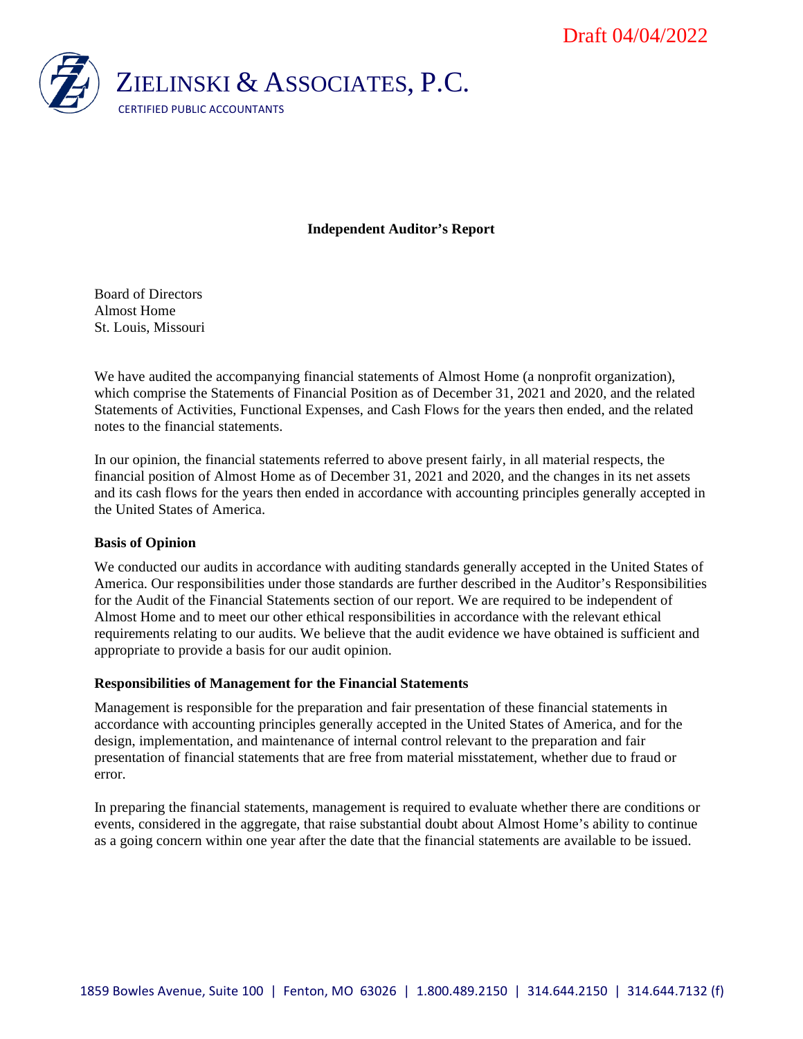Draft 04/04/2022

ZIELINSKI & ASSOCIATES, P.C.
CERTIFIED PUBLIC ACCOUNTANTS

**Independent Auditor's Report**

Board of Directors
Almost Home
St. Louis, Missouri

We have audited the accompanying financial statements of Almost Home (a nonprofit organization), which comprise the Statements of Financial Position as of December 31, 2021 and 2020, and the related Statements of Activities, Functional Expenses, and Cash Flows for the years then ended, and the related notes to the financial statements.

In our opinion, the financial statements referred to above present fairly, in all material respects, the financial position of Almost Home as of December 31, 2021 and 2020, and the changes in its net assets and its cash flows for the years then ended in accordance with accounting principles generally accepted in the United States of America.

**Basis of Opinion**

We conducted our audits in accordance with auditing standards generally accepted in the United States of America. Our responsibilities under those standards are further described in the Auditor's Responsibilities for the Audit of the Financial Statements section of our report. We are required to be independent of Almost Home and to meet our other ethical responsibilities in accordance with the relevant ethical requirements relating to our audits. We believe that the audit evidence we have obtained is sufficient and appropriate to provide a basis for our audit opinion.

**Responsibilities of Management for the Financial Statements**

Management is responsible for the preparation and fair presentation of these financial statements in accordance with accounting principles generally accepted in the United States of America, and for the design, implementation, and maintenance of internal control relevant to the preparation and fair presentation of financial statements that are free from material misstatement, whether due to fraud or error.

In preparing the financial statements, management is required to evaluate whether there are conditions or events, considered in the aggregate, that raise substantial doubt about Almost Home's ability to continue as a going concern within one year after the date that the financial statements are available to be issued.

1859 Bowles Avenue, Suite 100 | Fenton, MO 63026 | 1.800.489.2150 | 314.644.2150 | 314.644.7132 (f)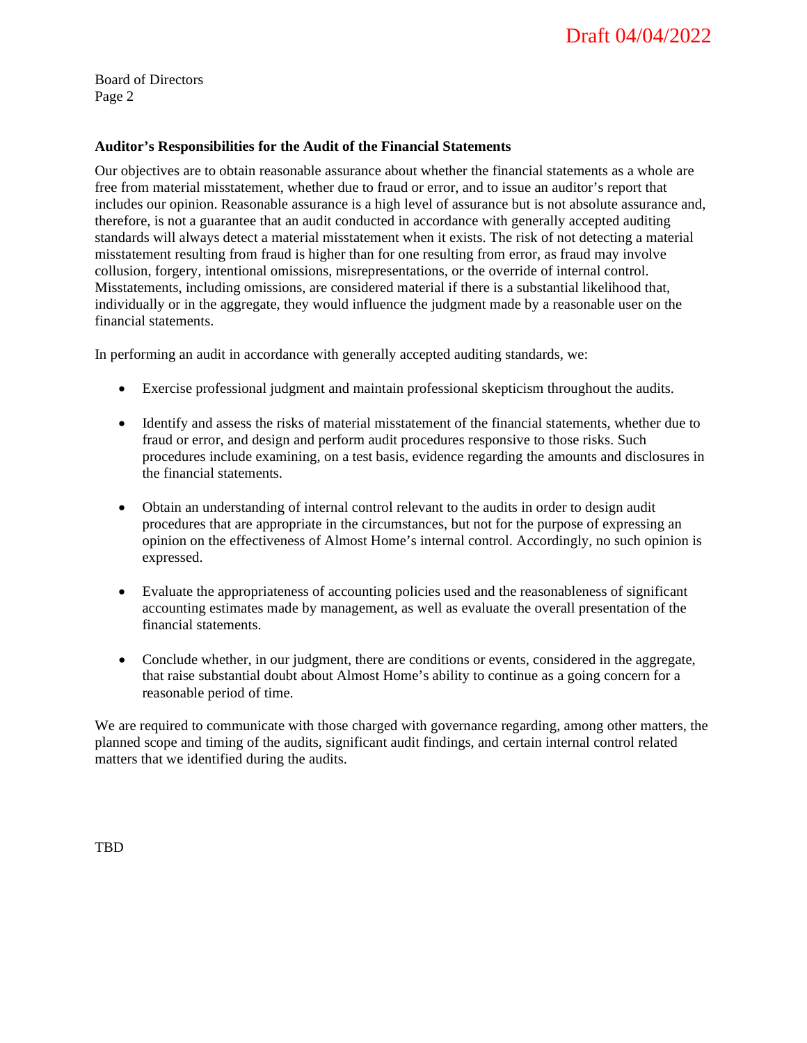## Auditor's Responsibilities for the Audit of the Financial Statements

Our objectives are to obtain reasonable assurance about whether the financial statements as a whole are free from material misstatement, whether due to fraud or error, and to issue an auditor's report that includes our opinion. Reasonable assurance is a high level of assurance but is not absolute assurance and, therefore, is not a guarantee that an audit conducted in accordance with generally accepted auditing standards will always detect a material misstatement when it exists. The risk of not detecting a material misstatement resulting from fraud is higher than for one resulting from error, as fraud may involve collusion, forgery, intentional omissions, misrepresentations, or the override of internal control. Misstatements, including omissions, are considered material if there is a substantial likelihood that, individually or in the aggregate, they would influence the judgment made by a reasonable user on the financial statements.

In performing an audit in accordance with generally accepted auditing standards, we:

- Exercise professional judgment and maintain professional skepticism throughout the audits.

- Identify and assess the risks of material misstatement of the financial statements, whether due to fraud or error, and design and perform audit procedures responsive to those risks. Such procedures include examining, on a test basis, evidence regarding the amounts and disclosures in the financial statements.

- Obtain an understanding of internal control relevant to the audits in order to design audit procedures that are appropriate in the circumstances, but not for the purpose of expressing an opinion on the effectiveness of Almost Home's internal control. Accordingly, no such opinion is expressed.

- Evaluate the appropriateness of accounting policies used and the reasonableness of significant accounting estimates made by management, as well as evaluate the overall presentation of the financial statements.

- Conclude whether, in our judgment, there are conditions or events, considered in the aggregate, that raise substantial doubt about Almost Home's ability to continue as a going concern for a reasonable period of time.

We are required to communicate with those charged with governance regarding, among other matters, the planned scope and timing of the audits, significant audit findings, and certain internal control related matters that we identified during the audits.

TBD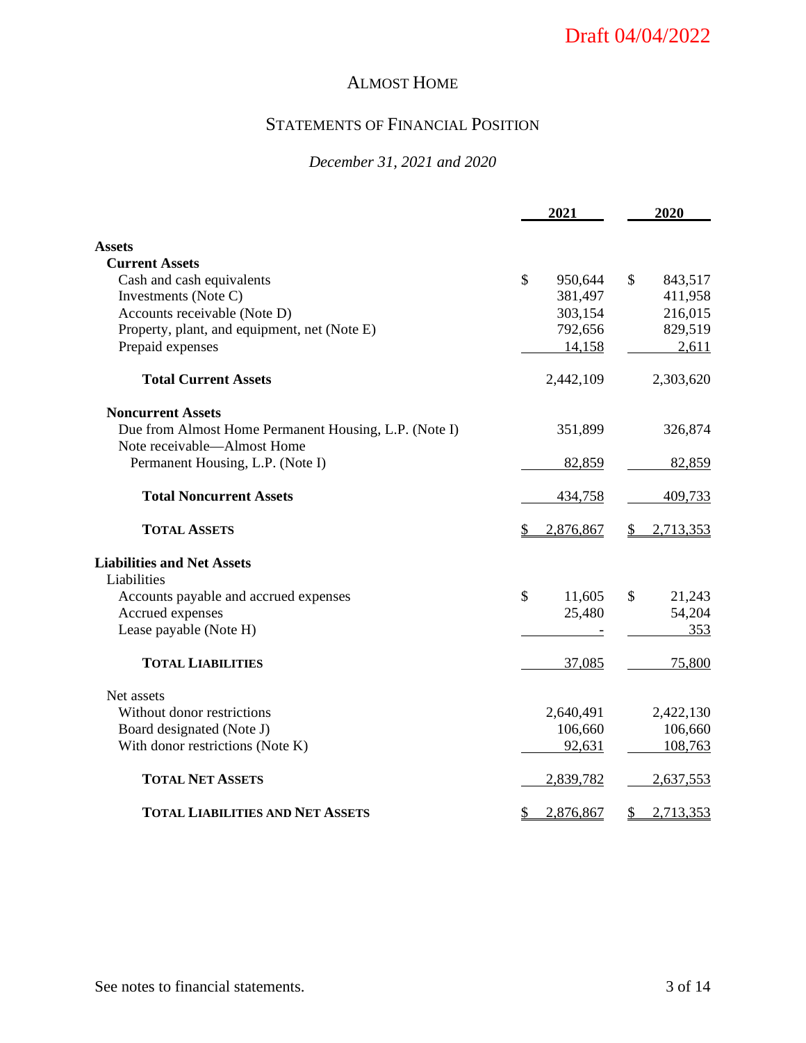Draft 04/04/2022

# ALMOST HOME

## STATEMENTS OF FINANCIAL POSITION

*December 31, 2021 and 2020*

| | 2021 | 2020 |
|---|---|---|
| **Assets** | | |
| **Current Assets** | | |
| Cash and cash equivalents | $ 950,644 | $ 843,517 |
| Investments (Note C) | 381,497 | 411,958 |
| Accounts receivable (Note D) | 303,154 | 216,015 |
| Property, plant, and equipment, net (Note E) | 792,656 | 829,519 |
| Prepaid expenses | 14,158 | 2,611 |
| **Total Current Assets** | 2,442,109 | 2,303,620 |
| **Noncurrent Assets** | | |
| Due from Almost Home Permanent Housing, L.P. (Note I) | 351,899 | 326,874 |
| Note receivable—Almost Home Permanent Housing, L.P. (Note I) | 82,859 | 82,859 |
| **Total Noncurrent Assets** | 434,758 | 409,733 |
| **TOTAL ASSETS** | $ 2,876,867 | $ 2,713,353 |
| **Liabilities and Net Assets** | | |
| Liabilities | | |
| Accounts payable and accrued expenses | $ 11,605 | $ 21,243 |
| Accrued expenses | 25,480 | 54,204 |
| Lease payable (Note H) | - | 353 |
| **TOTAL LIABILITIES** | 37,085 | 75,800 |
| Net assets | | |
| Without donor restrictions | 2,640,491 | 2,422,130 |
| Board designated (Note J) | 106,660 | 106,660 |
| With donor restrictions (Note K) | 92,631 | 108,763 |
| **TOTAL NET ASSETS** | 2,839,782 | 2,637,553 |
| **TOTAL LIABILITIES AND NET ASSETS** | $ 2,876,867 | $ 2,713,353 |

See notes to financial statements.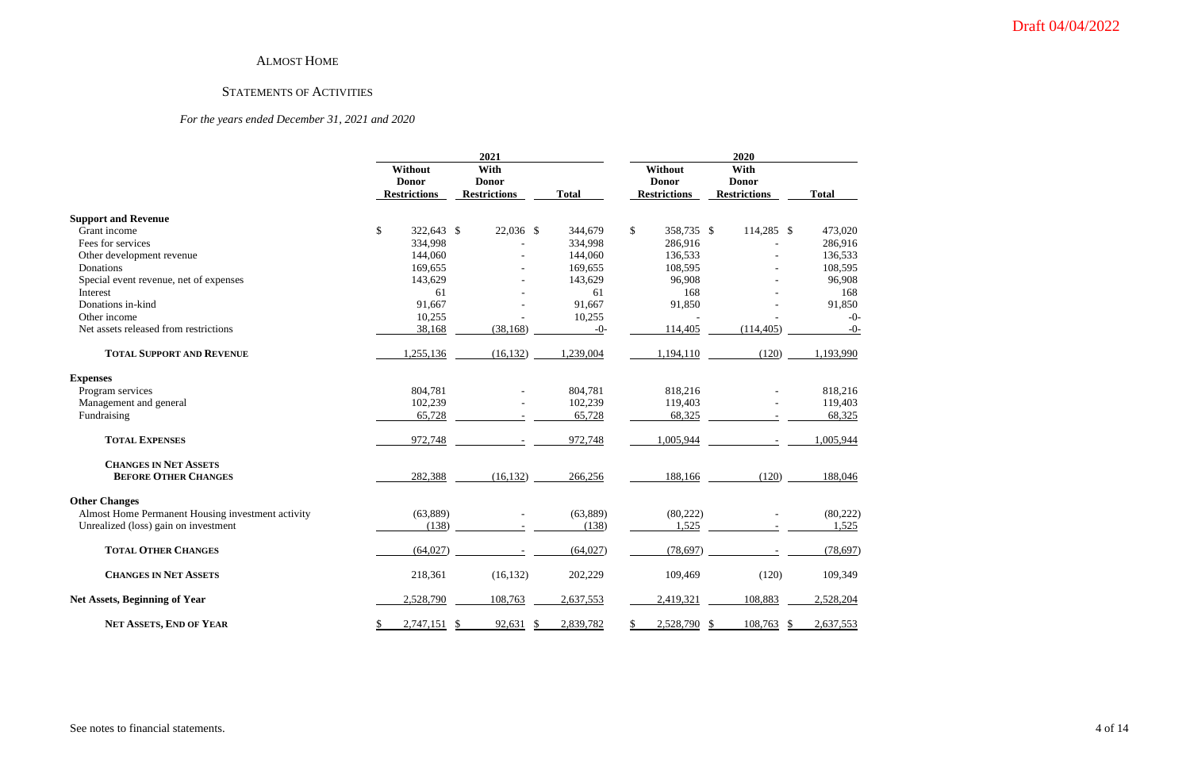Draft 04/04/2022

# Almost Home

## Statements of Activities

*For the years ended December 31, 2021 and 2020*

| | 2021 | | | 2020 | | |
|---|---|---|---|---|---|---|
| | Without Donor Restrictions | With Donor Restrictions | Total | Without Donor Restrictions | With Donor Restrictions | Total |
| **Support and Revenue** | | | | | | |
| Grant income | $ 322,643 | $ 22,036 | $ 344,679 | $ 358,735 | $ 114,285 | $ 473,020 |
| Fees for services | 334,998 | - | 334,998 | 286,916 | - | 286,916 |
| Other development revenue | 144,060 | - | 144,060 | 136,533 | - | 136,533 |
| Donations | 169,655 | - | 169,655 | 108,595 | - | 108,595 |
| Special event revenue, net of expenses | 143,629 | - | 143,629 | 96,908 | - | 96,908 |
| Interest | 61 | - | 61 | 168 | - | 168 |
| Donations in-kind | 91,667 | - | 91,667 | 91,850 | - | 91,850 |
| Other income | 10,255 | - | 10,255 | - | - | -0- |
| Net assets released from restrictions | 38,168 | (38,168) | -0- | 114,405 | (114,405) | -0- |
| **Total Support and Revenue** | 1,255,136 | (16,132) | 1,239,004 | 1,194,110 | (120) | 1,193,990 |
| **Expenses** | | | | | | |
| Program services | 804,781 | - | 804,781 | 818,216 | - | 818,216 |
| Management and general | 102,239 | - | 102,239 | 119,403 | - | 119,403 |
| Fundraising | 65,728 | - | 65,728 | 68,325 | - | 68,325 |
| **Total Expenses** | 972,748 | - | 972,748 | 1,005,944 | - | 1,005,944 |
| **Changes in Net Assets Before Other Changes** | 282,388 | (16,132) | 266,256 | 188,166 | (120) | 188,046 |
| **Other Changes** | | | | | | |
| Almost Home Permanent Housing investment activity | (63,889) | - | (63,889) | (80,222) | - | (80,222) |
| Unrealized (loss) gain on investment | (138) | - | (138) | 1,525 | - | 1,525 |
| **Total Other Changes** | (64,027) | - | (64,027) | (78,697) | - | (78,697) |
| **Changes in Net Assets** | 218,361 | (16,132) | 202,229 | 109,469 | (120) | 109,349 |
| **Net Assets, Beginning of Year** | 2,528,790 | 108,763 | 2,637,553 | 2,419,321 | 108,883 | 2,528,204 |
| **Net Assets, End of Year** | $ 2,747,151 | $ 92,631 | $ 2,839,782 | $ 2,528,790 | $ 108,763 | $ 2,637,553 |

See notes to financial statements.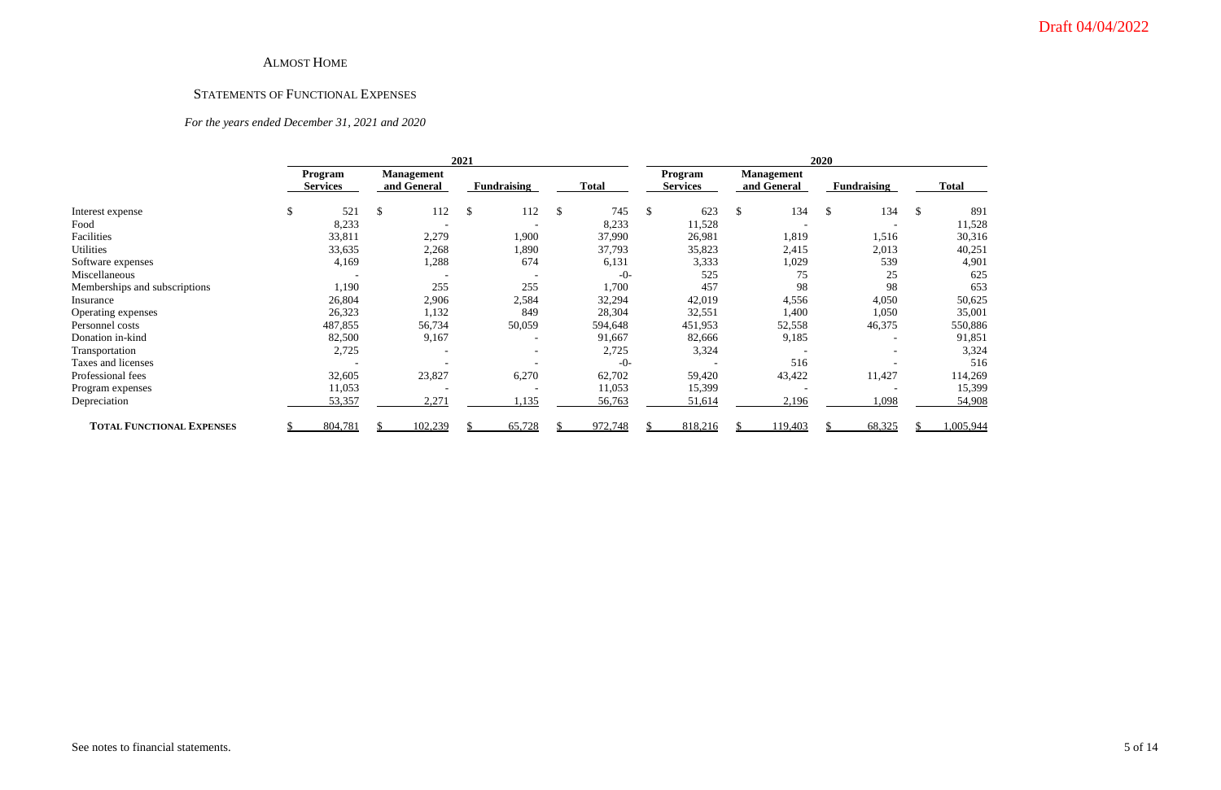Draft 04/04/2022

# ALMOST HOME

## STATEMENTS OF FUNCTIONAL EXPENSES

*For the years ended December 31, 2021 and 2020*

| | 2021 | | | | 2020 | | | |
|---|---|---|---|---|---|---|---|---|
| | Program Services | Management and General | Fundraising | Total | Program Services | Management and General | Fundraising | Total |
| Interest expense | $ 521 | $ 112 | $ 112 | $ 745 | $ 623 | $ 134 | $ 134 | $ 891 |
| Food | 8,233 | - | - | 8,233 | 11,528 | - | - | 11,528 |
| Facilities | 33,811 | 2,279 | 1,900 | 37,990 | 26,981 | 1,819 | 1,516 | 30,316 |
| Utilities | 33,635 | 2,268 | 1,890 | 37,793 | 35,823 | 2,415 | 2,013 | 40,251 |
| Software expenses | 4,169 | 1,288 | 674 | 6,131 | 3,333 | 1,029 | 539 | 4,901 |
| Miscellaneous | - | - | - | -0- | 525 | 75 | 25 | 625 |
| Memberships and subscriptions | 1,190 | 255 | 255 | 1,700 | 457 | 98 | 98 | 653 |
| Insurance | 26,804 | 2,906 | 2,584 | 32,294 | 42,019 | 4,556 | 4,050 | 50,625 |
| Operating expenses | 26,323 | 1,132 | 849 | 28,304 | 32,551 | 1,400 | 1,050 | 35,001 |
| Personnel costs | 487,855 | 56,734 | 50,059 | 594,648 | 451,953 | 52,558 | 46,375 | 550,886 |
| Donation in-kind | 82,500 | 9,167 | - | 91,667 | 82,666 | 9,185 | - | 91,851 |
| Transportation | 2,725 | - | - | 2,725 | 3,324 | - | - | 3,324 |
| Taxes and licenses | - | - | - | -0- | - | 516 | - | 516 |
| Professional fees | 32,605 | 23,827 | 6,270 | 62,702 | 59,420 | 43,422 | 11,427 | 114,269 |
| Program expenses | 11,053 | - | - | 11,053 | 15,399 | - | - | 15,399 |
| Depreciation | 53,357 | 2,271 | 1,135 | 56,763 | 51,614 | 2,196 | 1,098 | 54,908 |
| **TOTAL FUNCTIONAL EXPENSES** | $ 804,781 | $ 102,239 | $ 65,728 | $ 972,748 | $ 818,216 | $ 119,403 | $ 68,325 | $ 1,005,944 |

See notes to financial statements.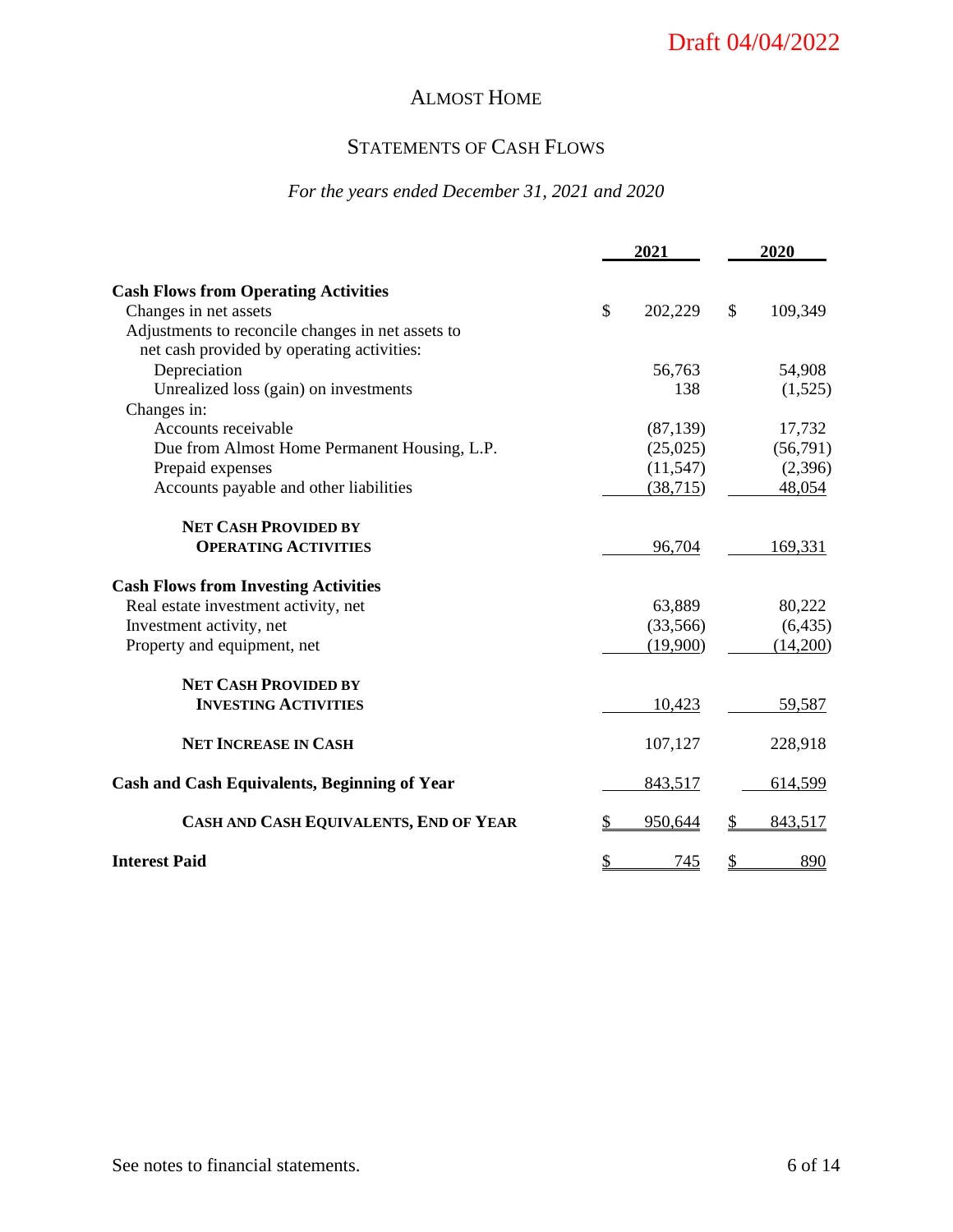Draft 04/04/2022

# Almost Home

## Statements of Cash Flows

*For the years ended December 31, 2021 and 2020*

| | 2021 | 2020 |
|---|---|---|
| **Cash Flows from Operating Activities** | | |
| Changes in net assets | $ 202,229 | $ 109,349 |
| Adjustments to reconcile changes in net assets to net cash provided by operating activities: | | |
| Depreciation | 56,763 | 54,908 |
| Unrealized loss (gain) on investments | 138 | (1,525) |
| Changes in: | | |
| Accounts receivable | (87,139) | 17,732 |
| Due from Almost Home Permanent Housing, L.P. | (25,025) | (56,791) |
| Prepaid expenses | (11,547) | (2,396) |
| Accounts payable and other liabilities | (38,715) | 48,054 |
| **Net Cash Provided by Operating Activities** | 96,704 | 169,331 |
| **Cash Flows from Investing Activities** | | |
| Real estate investment activity, net | 63,889 | 80,222 |
| Investment activity, net | (33,566) | (6,435) |
| Property and equipment, net | (19,900) | (14,200) |
| **Net Cash Provided by Investing Activities** | 10,423 | 59,587 |
| **Net Increase in Cash** | 107,127 | 228,918 |
| **Cash and Cash Equivalents, Beginning of Year** | 843,517 | 614,599 |
| **Cash and Cash Equivalents, End of Year** | $ 950,644 | $ 843,517 |
| **Interest Paid** | $ 745 | $ 890 |

See notes to financial statements.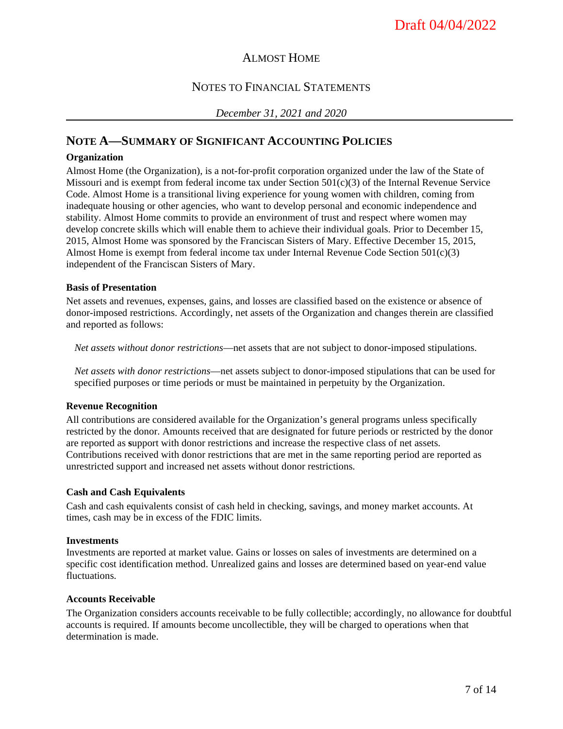# Almost Home

## Notes to Financial Statements

*December 31, 2021 and 2020*

## Note A—Summary of Significant Accounting Policies

**Organization**

Almost Home (the Organization), is a not-for-profit corporation organized under the law of the State of Missouri and is exempt from federal income tax under Section 501(c)(3) of the Internal Revenue Service Code. Almost Home is a transitional living experience for young women with children, coming from inadequate housing or other agencies, who want to develop personal and economic independence and stability. Almost Home commits to provide an environment of trust and respect where women may develop concrete skills which will enable them to achieve their individual goals. Prior to December 15, 2015, Almost Home was sponsored by the Franciscan Sisters of Mary. Effective December 15, 2015, Almost Home is exempt from federal income tax under Internal Revenue Code Section 501(c)(3) independent of the Franciscan Sisters of Mary.

**Basis of Presentation**

Net assets and revenues, expenses, gains, and losses are classified based on the existence or absence of donor-imposed restrictions. Accordingly, net assets of the Organization and changes therein are classified and reported as follows:

*Net assets without donor restrictions*—net assets that are not subject to donor-imposed stipulations.

*Net assets with donor restrictions*—net assets subject to donor-imposed stipulations that can be used for specified purposes or time periods or must be maintained in perpetuity by the Organization.

**Revenue Recognition**

All contributions are considered available for the Organization's general programs unless specifically restricted by the donor. Amounts received that are designated for future periods or restricted by the donor are reported as support with donor restrictions and increase the respective class of net assets. Contributions received with donor restrictions that are met in the same reporting period are reported as unrestricted support and increased net assets without donor restrictions.

**Cash and Cash Equivalents**

Cash and cash equivalents consist of cash held in checking, savings, and money market accounts. At times, cash may be in excess of the FDIC limits.

**Investments**

Investments are reported at market value. Gains or losses on sales of investments are determined on a specific cost identification method. Unrealized gains and losses are determined based on year-end value fluctuations.

**Accounts Receivable**

The Organization considers accounts receivable to be fully collectible; accordingly, no allowance for doubtful accounts is required. If amounts become uncollectible, they will be charged to operations when that determination is made.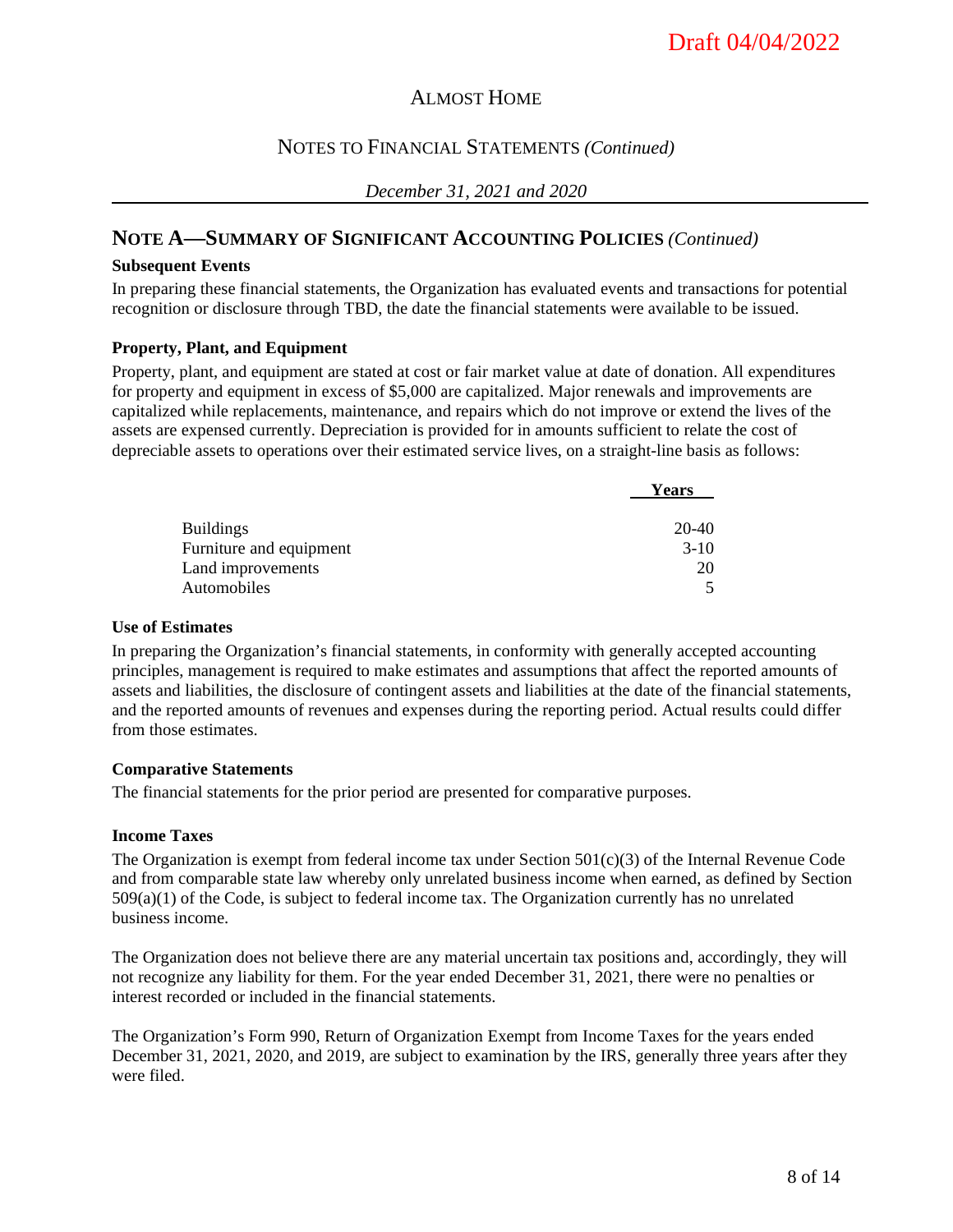Draft 04/04/2022

# ALMOST HOME

## NOTES TO FINANCIAL STATEMENTS *(Continued)*

*December 31, 2021 and 2020*

## NOTE A—SUMMARY OF SIGNIFICANT ACCOUNTING POLICIES *(Continued)*

**Subsequent Events**

In preparing these financial statements, the Organization has evaluated events and transactions for potential recognition or disclosure through TBD, the date the financial statements were available to be issued.

**Property, Plant, and Equipment**

Property, plant, and equipment are stated at cost or fair market value at date of donation. All expenditures for property and equipment in excess of $5,000 are capitalized. Major renewals and improvements are capitalized while replacements, maintenance, and repairs which do not improve or extend the lives of the assets are expensed currently. Depreciation is provided for in amounts sufficient to relate the cost of depreciable assets to operations over their estimated service lives, on a straight-line basis as follows:

| | Years |
|---|---|
| Buildings | 20-40 |
| Furniture and equipment | 3-10 |
| Land improvements | 20 |
| Automobiles | 5 |

**Use of Estimates**

In preparing the Organization's financial statements, in conformity with generally accepted accounting principles, management is required to make estimates and assumptions that affect the reported amounts of assets and liabilities, the disclosure of contingent assets and liabilities at the date of the financial statements, and the reported amounts of revenues and expenses during the reporting period. Actual results could differ from those estimates.

**Comparative Statements**

The financial statements for the prior period are presented for comparative purposes.

**Income Taxes**

The Organization is exempt from federal income tax under Section 501(c)(3) of the Internal Revenue Code and from comparable state law whereby only unrelated business income when earned, as defined by Section 509(a)(1) of the Code, is subject to federal income tax. The Organization currently has no unrelated business income.

The Organization does not believe there are any material uncertain tax positions and, accordingly, they will not recognize any liability for them. For the year ended December 31, 2021, there were no penalties or interest recorded or included in the financial statements.

The Organization's Form 990, Return of Organization Exempt from Income Taxes for the years ended December 31, 2021, 2020, and 2019, are subject to examination by the IRS, generally three years after they were filed.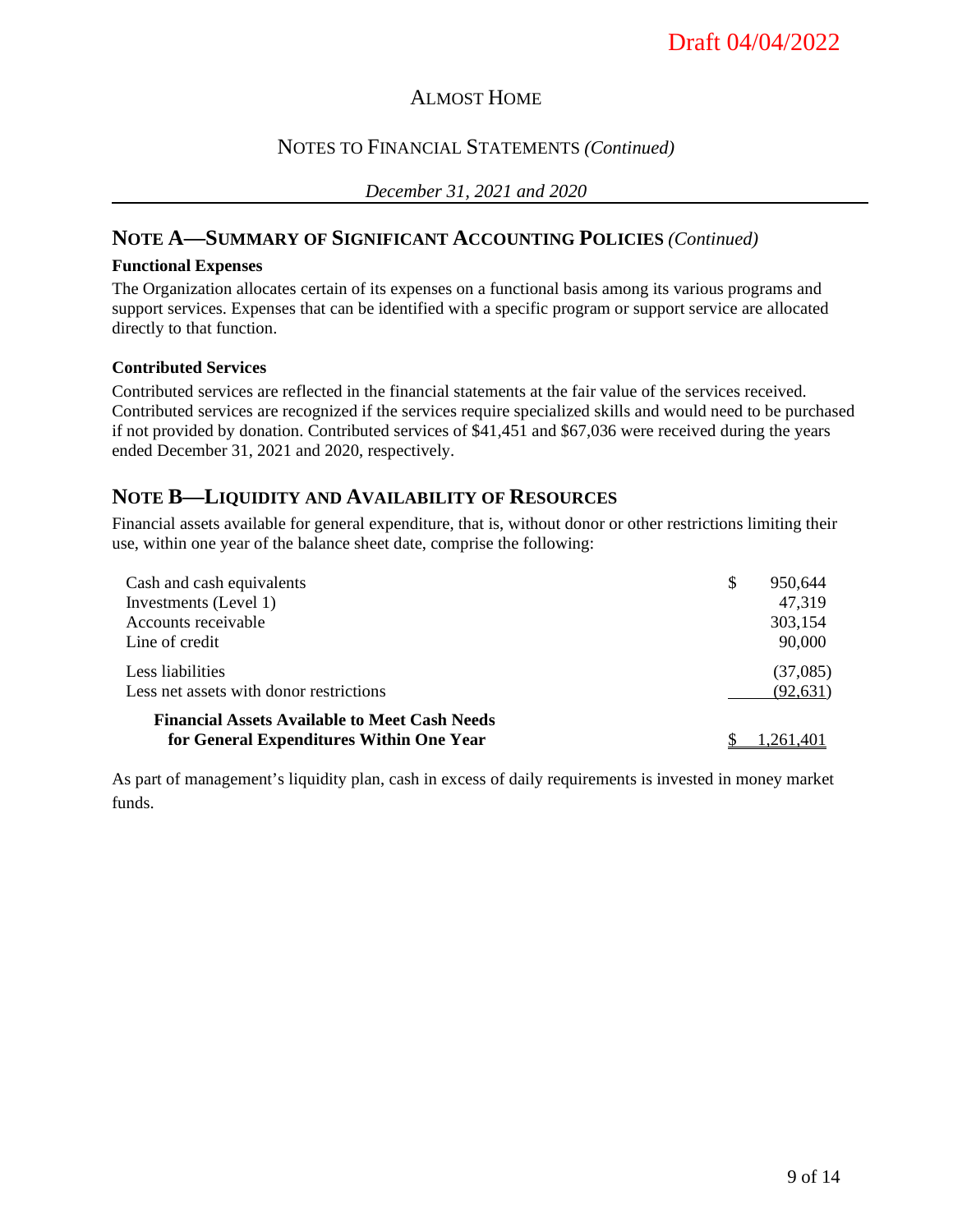# ALMOST HOME

## NOTES TO FINANCIAL STATEMENTS *(Continued)*

*December 31, 2021 and 2020*

## NOTE A—SUMMARY OF SIGNIFICANT ACCOUNTING POLICIES *(Continued)*

**Functional Expenses**

The Organization allocates certain of its expenses on a functional basis among its various programs and support services. Expenses that can be identified with a specific program or support service are allocated directly to that function.

**Contributed Services**

Contributed services are reflected in the financial statements at the fair value of the services received. Contributed services are recognized if the services require specialized skills and would need to be purchased if not provided by donation. Contributed services of $41,451 and $67,036 were received during the years ended December 31, 2021 and 2020, respectively.

## NOTE B—LIQUIDITY AND AVAILABILITY OF RESOURCES

Financial assets available for general expenditure, that is, without donor or other restrictions limiting their use, within one year of the balance sheet date, comprise the following:

| | |
|---|---|
| Cash and cash equivalents | $ 950,644 |
| Investments (Level 1) | 47,319 |
| Accounts receivable | 303,154 |
| Line of credit | 90,000 |
| Less liabilities | (37,085) |
| Less net assets with donor restrictions | (92,631) |
| **Financial Assets Available to Meet Cash Needs for General Expenditures Within One Year** | $ 1,261,401 |

As part of management's liquidity plan, cash in excess of daily requirements is invested in money market funds.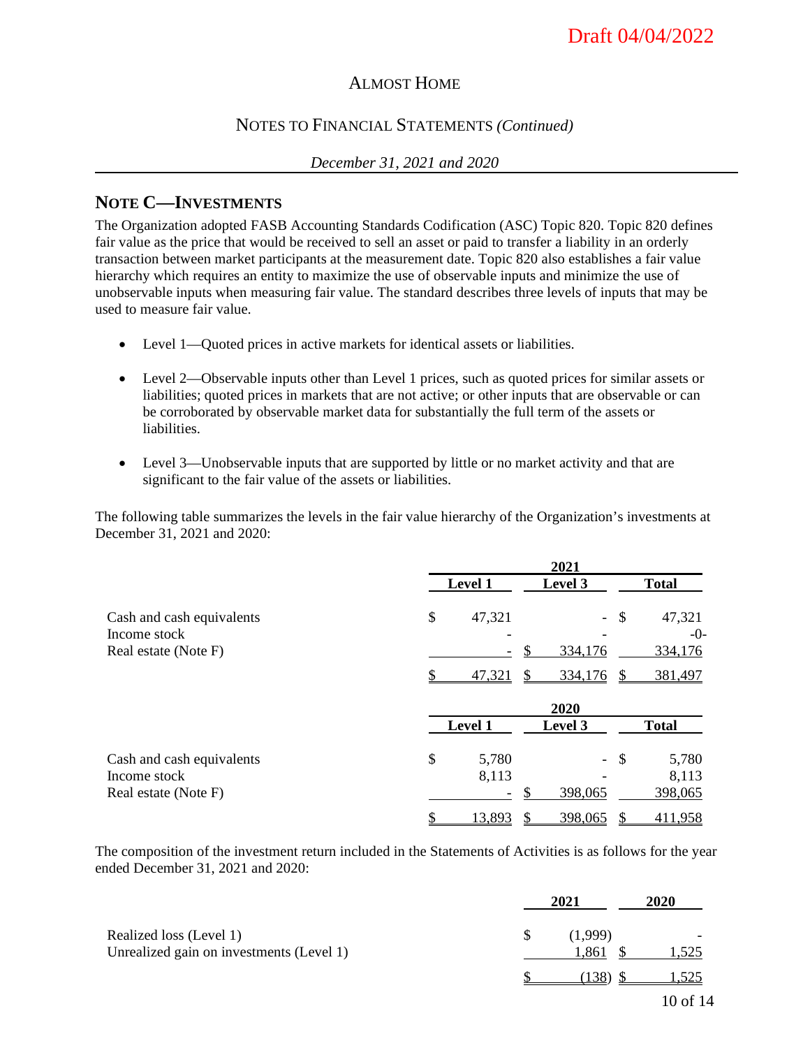Draft 04/04/2022

ALMOST HOME

NOTES TO FINANCIAL STATEMENTS *(Continued)*

*December 31, 2021 and 2020*

## NOTE C—INVESTMENTS

The Organization adopted FASB Accounting Standards Codification (ASC) Topic 820. Topic 820 defines fair value as the price that would be received to sell an asset or paid to transfer a liability in an orderly transaction between market participants at the measurement date. Topic 820 also establishes a fair value hierarchy which requires an entity to maximize the use of observable inputs and minimize the use of unobservable inputs when measuring fair value. The standard describes three levels of inputs that may be used to measure fair value.

- Level 1—Quoted prices in active markets for identical assets or liabilities.
- Level 2—Observable inputs other than Level 1 prices, such as quoted prices for similar assets or liabilities; quoted prices in markets that are not active; or other inputs that are observable or can be corroborated by observable market data for substantially the full term of the assets or liabilities.
- Level 3—Unobservable inputs that are supported by little or no market activity and that are significant to the fair value of the assets or liabilities.

The following table summarizes the levels in the fair value hierarchy of the Organization's investments at December 31, 2021 and 2020:

| | 2021 | | |
|---|---|---|---|
| | Level 1 | Level 3 | Total |
| Cash and cash equivalents | $ 47,321 | - | $ 47,321 |
| Income stock | - | - | -0- |
| Real estate (Note F) | - | $ 334,176 | 334,176 |
| | $ 47,321 | $ 334,176 | $ 381,497 |

| | 2020 | | |
|---|---|---|---|
| | Level 1 | Level 3 | Total |
| Cash and cash equivalents | $ 5,780 | - | $ 5,780 |
| Income stock | 8,113 | - | 8,113 |
| Real estate (Note F) | - | $ 398,065 | 398,065 |
| | $ 13,893 | $ 398,065 | $ 411,958 |

The composition of the investment return included in the Statements of Activities is as follows for the year ended December 31, 2021 and 2020:

| | 2021 | 2020 |
|---|---|---|
| Realized loss (Level 1) | $ (1,999) | - |
| Unrealized gain on investments (Level 1) | 1,861 | $ 1,525 |
| | $ (138) | $ 1,525 |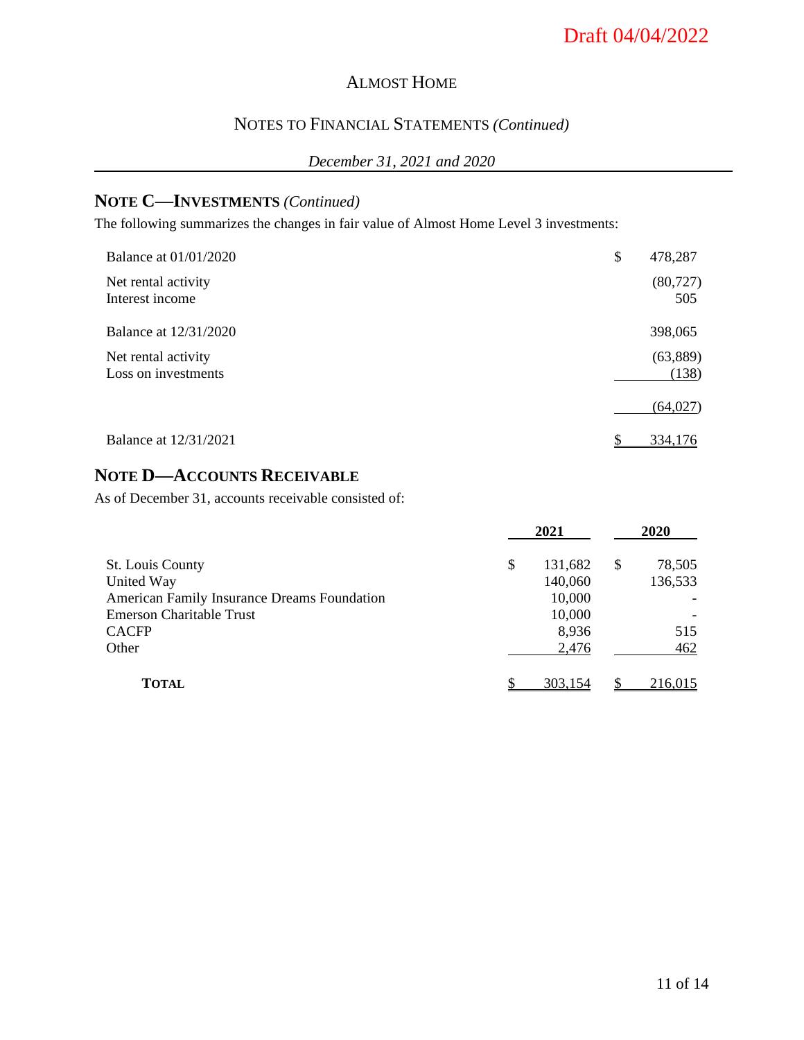# NOTE C—INVESTMENTS *(Continued)*

The following summarizes the changes in fair value of Almost Home Level 3 investments:

| | |
|---|---|
| Balance at 01/01/2020 | $ 478,287 |
| Net rental activity | (80,727) |
| Interest income | 505 |
| Balance at 12/31/2020 | 398,065 |
| Net rental activity | (63,889) |
| Loss on investments | (138) |
| | (64,027) |
| Balance at 12/31/2021 | $ 334,176 |

# NOTE D—ACCOUNTS RECEIVABLE

As of December 31, accounts receivable consisted of:

| | 2021 | 2020 |
|---|---|---|
| St. Louis County | $ 131,682 | $ 78,505 |
| United Way | 140,060 | 136,533 |
| American Family Insurance Dreams Foundation | 10,000 | - |
| Emerson Charitable Trust | 10,000 | - |
| CACFP | 8,936 | 515 |
| Other | 2,476 | 462 |
| **TOTAL** | $ 303,154 | $ 216,015 |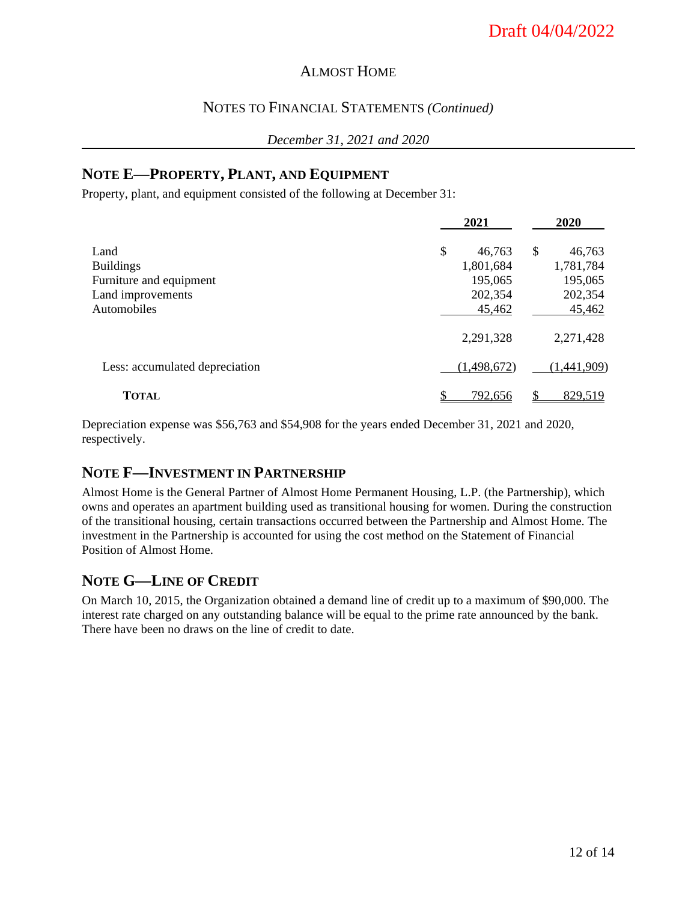Draft 04/04/2022

ALMOST HOME

NOTES TO FINANCIAL STATEMENTS *(Continued)*

*December 31, 2021 and 2020*

## NOTE E—PROPERTY, PLANT, AND EQUIPMENT

Property, plant, and equipment consisted of the following at December 31:

| | 2021 | 2020 |
|---|---|---|
| Land | $ 46,763 | $ 46,763 |
| Buildings | 1,801,684 | 1,781,784 |
| Furniture and equipment | 195,065 | 195,065 |
| Land improvements | 202,354 | 202,354 |
| Automobiles | 45,462 | 45,462 |
| | 2,291,328 | 2,271,428 |
| Less: accumulated depreciation | (1,498,672) | (1,441,909) |
| **TOTAL** | $ 792,656 | $ 829,519 |

Depreciation expense was $56,763 and $54,908 for the years ended December 31, 2021 and 2020, respectively.

## NOTE F—INVESTMENT IN PARTNERSHIP

Almost Home is the General Partner of Almost Home Permanent Housing, L.P. (the Partnership), which owns and operates an apartment building used as transitional housing for women. During the construction of the transitional housing, certain transactions occurred between the Partnership and Almost Home. The investment in the Partnership is accounted for using the cost method on the Statement of Financial Position of Almost Home.

## NOTE G—LINE OF CREDIT

On March 10, 2015, the Organization obtained a demand line of credit up to a maximum of $90,000. The interest rate charged on any outstanding balance will be equal to the prime rate announced by the bank. There have been no draws on the line of credit to date.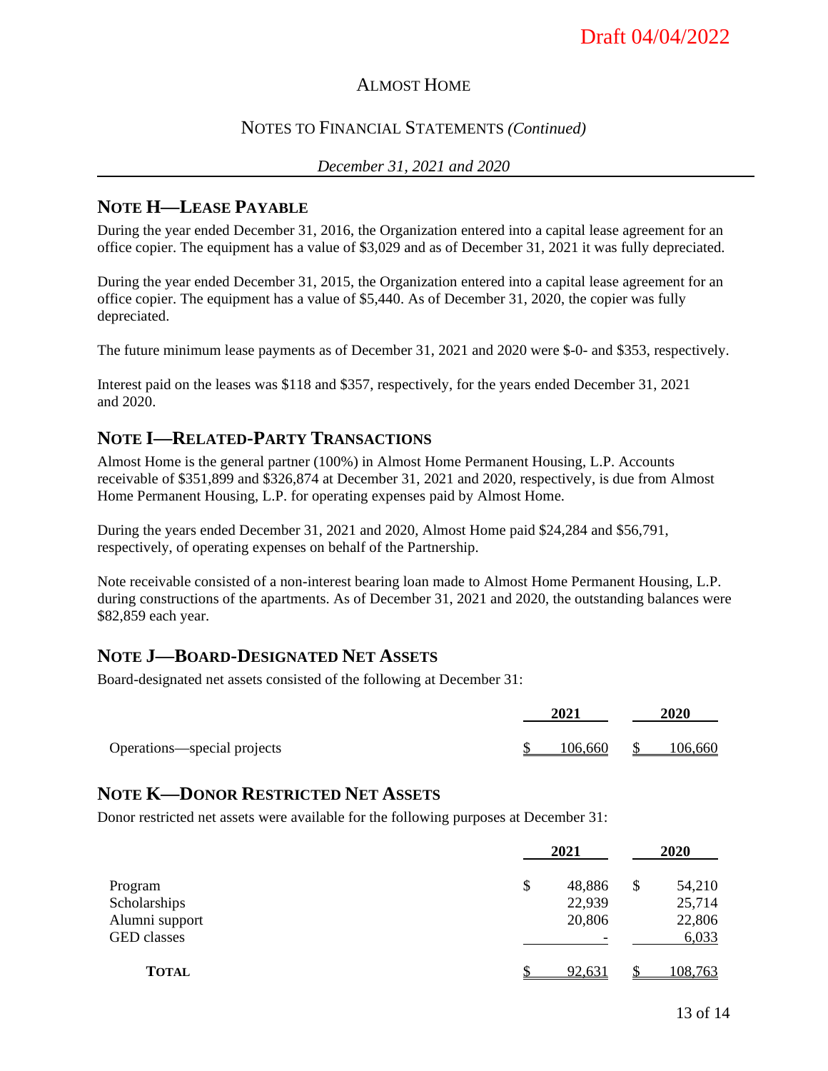Draft 04/04/2022

# ALMOST HOME

## NOTES TO FINANCIAL STATEMENTS *(Continued)*

*December 31, 2021 and 2020*

## NOTE H—LEASE PAYABLE

During the year ended December 31, 2016, the Organization entered into a capital lease agreement for an office copier. The equipment has a value of $3,029 and as of December 31, 2021 it was fully depreciated.

During the year ended December 31, 2015, the Organization entered into a capital lease agreement for an office copier. The equipment has a value of $5,440. As of December 31, 2020, the copier was fully depreciated.

The future minimum lease payments as of December 31, 2021 and 2020 were $-0- and $353, respectively.

Interest paid on the leases was $118 and $357, respectively, for the years ended December 31, 2021 and 2020.

## NOTE I—RELATED-PARTY TRANSACTIONS

Almost Home is the general partner (100%) in Almost Home Permanent Housing, L.P. Accounts receivable of $351,899 and $326,874 at December 31, 2021 and 2020, respectively, is due from Almost Home Permanent Housing, L.P. for operating expenses paid by Almost Home.

During the years ended December 31, 2021 and 2020, Almost Home paid $24,284 and $56,791, respectively, of operating expenses on behalf of the Partnership.

Note receivable consisted of a non-interest bearing loan made to Almost Home Permanent Housing, L.P. during constructions of the apartments. As of December 31, 2021 and 2020, the outstanding balances were $82,859 each year.

## NOTE J—BOARD-DESIGNATED NET ASSETS

Board-designated net assets consisted of the following at December 31:

| | 2021 | 2020 |
|---|---|---|
| Operations—special projects | $ 106,660 | $ 106,660 |

## NOTE K—DONOR RESTRICTED NET ASSETS

Donor restricted net assets were available for the following purposes at December 31:

| | 2021 | 2020 |
|---|---|---|
| Program | $ 48,886 | $ 54,210 |
| Scholarships | 22,939 | 25,714 |
| Alumni support | 20,806 | 22,806 |
| GED classes | - | 6,033 |
| **TOTAL** | $ 92,631 | $ 108,763 |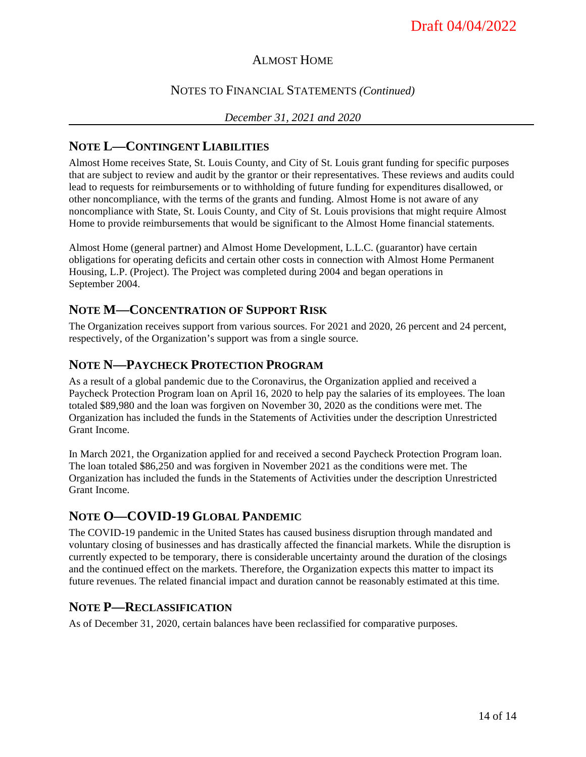## NOTE L—CONTINGENT LIABILITIES

Almost Home receives State, St. Louis County, and City of St. Louis grant funding for specific purposes that are subject to review and audit by the grantor or their representatives. These reviews and audits could lead to requests for reimbursements or to withholding of future funding for expenditures disallowed, or other noncompliance, with the terms of the grants and funding. Almost Home is not aware of any noncompliance with State, St. Louis County, and City of St. Louis provisions that might require Almost Home to provide reimbursements that would be significant to the Almost Home financial statements.

Almost Home (general partner) and Almost Home Development, L.L.C. (guarantor) have certain obligations for operating deficits and certain other costs in connection with Almost Home Permanent Housing, L.P. (Project). The Project was completed during 2004 and began operations in September 2004.

## NOTE M—CONCENTRATION OF SUPPORT RISK

The Organization receives support from various sources. For 2021 and 2020, 26 percent and 24 percent, respectively, of the Organization's support was from a single source.

## NOTE N—PAYCHECK PROTECTION PROGRAM

As a result of a global pandemic due to the Coronavirus, the Organization applied and received a Paycheck Protection Program loan on April 16, 2020 to help pay the salaries of its employees. The loan totaled $89,980 and the loan was forgiven on November 30, 2020 as the conditions were met. The Organization has included the funds in the Statements of Activities under the description Unrestricted Grant Income.

In March 2021, the Organization applied for and received a second Paycheck Protection Program loan. The loan totaled $86,250 and was forgiven in November 2021 as the conditions were met. The Organization has included the funds in the Statements of Activities under the description Unrestricted Grant Income.

## NOTE O—COVID-19 GLOBAL PANDEMIC

The COVID-19 pandemic in the United States has caused business disruption through mandated and voluntary closing of businesses and has drastically affected the financial markets. While the disruption is currently expected to be temporary, there is considerable uncertainty around the duration of the closings and the continued effect on the markets. Therefore, the Organization expects this matter to impact its future revenues. The related financial impact and duration cannot be reasonably estimated at this time.

## NOTE P—RECLASSIFICATION

As of December 31, 2020, certain balances have been reclassified for comparative purposes.